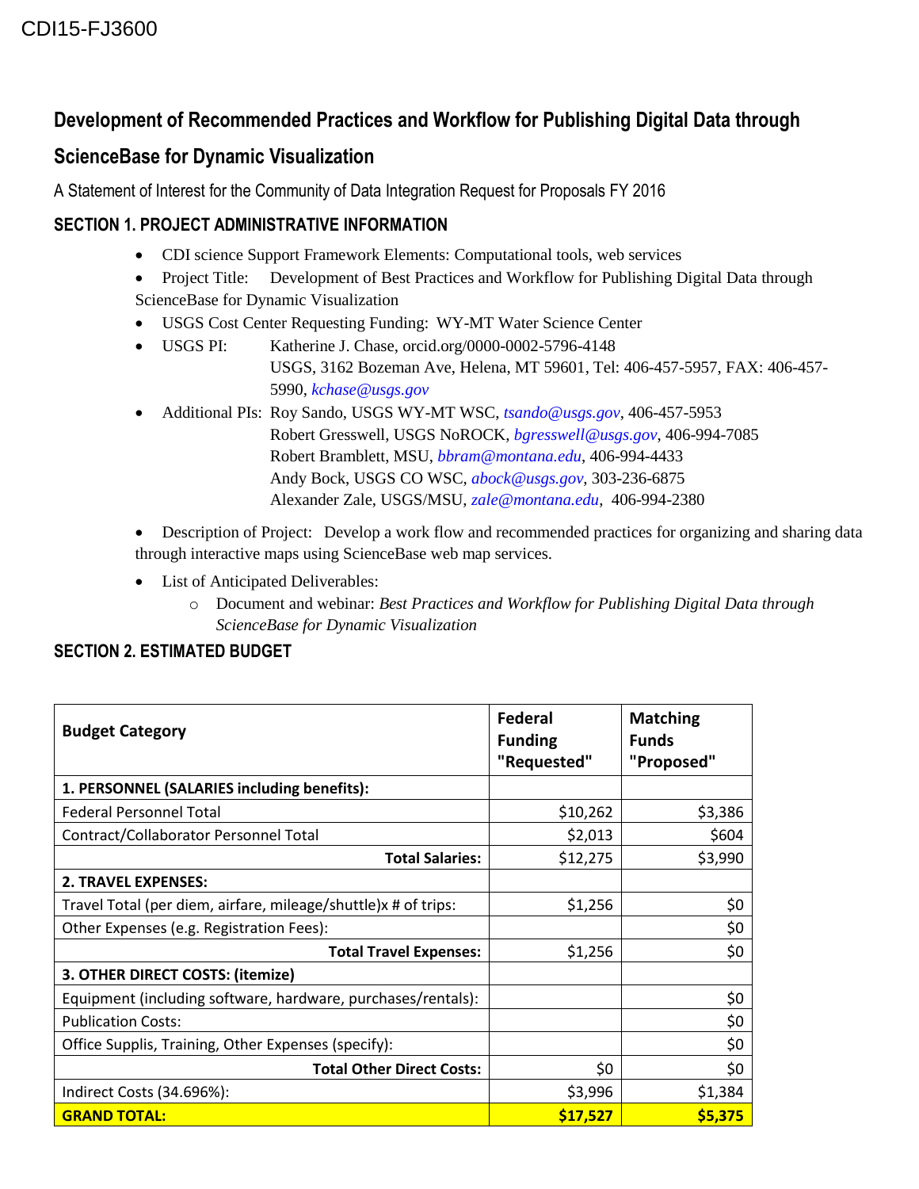CDI15-FJ3600

# Development of Recommended Practices and Workflow for Publishing Digital Data through ScienceBase for Dynamic Visualization

A Statement of Interest for the Community of Data Integration Request for Proposals FY 2016

## SECTION 1. PROJECT ADMINISTRATIVE INFORMATION

- CDI science Support Framework Elements: Computational tools, web services
- Project Title: Development of Best Practices and Workflow for Publishing Digital Data through ScienceBase for Dynamic Visualization
- USGS Cost Center Requesting Funding: WY-MT Water Science Center
- USGS PI: Katherine J. Chase, orcid.org/0000-0002-5796-4148
  USGS, 3162 Bozeman Ave, Helena, MT 59601, Tel: 406-457-5957, FAX: 406-457-5990, *kchase@usgs.gov*
- Additional PIs: Roy Sando, USGS WY-MT WSC, *tsando@usgs.gov*, 406-457-5953
  Robert Gresswell, USGS NoROCK, *bgresswell@usgs.gov*, 406-994-7085
  Robert Bramblett, MSU, *bbram@montana.edu*, 406-994-4433
  Andy Bock, USGS CO WSC, *abock@usgs.gov*, 303-236-6875
  Alexander Zale, USGS/MSU, *zale@montana.edu*, 406-994-2380
- Description of Project: Develop a work flow and recommended practices for organizing and sharing data through interactive maps using ScienceBase web map services.
- List of Anticipated Deliverables:
  - Document and webinar: *Best Practices and Workflow for Publishing Digital Data through ScienceBase for Dynamic Visualization*

## SECTION 2. ESTIMATED BUDGET

| Budget Category | Federal Funding "Requested" | Matching Funds "Proposed" |
|---|---|---|
| **1. PERSONNEL (SALARIES including benefits):** | | |
| Federal Personnel Total | $10,262 | $3,386 |
| Contract/Collaborator Personnel Total | $2,013 | $604 |
| **Total Salaries:** | $12,275 | $3,990 |
| **2. TRAVEL EXPENSES:** | | |
| Travel Total (per diem, airfare, mileage/shuttle)x # of trips: | $1,256 | $0 |
| Other Expenses (e.g. Registration Fees): | | $0 |
| **Total Travel Expenses:** | $1,256 | $0 |
| **3. OTHER DIRECT COSTS: (itemize)** | | |
| Equipment (including software, hardware, purchases/rentals): | | $0 |
| Publication Costs: | | $0 |
| Office Supplis, Training, Other Expenses (specify): | | $0 |
| **Total Other Direct Costs:** | $0 | $0 |
| Indirect Costs (34.696%): | $3,996 | $1,384 |
| **GRAND TOTAL:** | **$17,527** | **$5,375** |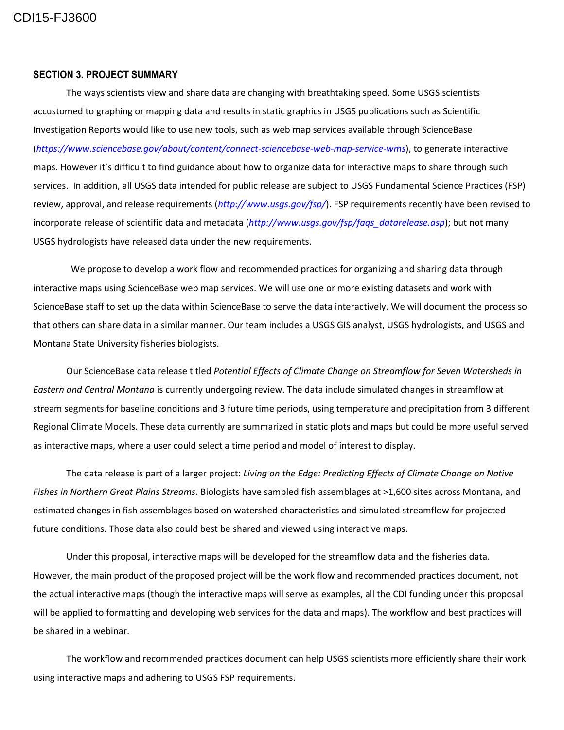## SECTION 3. PROJECT SUMMARY

The ways scientists view and share data are changing with breathtaking speed. Some USGS scientists accustomed to graphing or mapping data and results in static graphics in USGS publications such as Scientific Investigation Reports would like to use new tools, such as web map services available through ScienceBase (*https://www.sciencebase.gov/about/content/connect-sciencebase-web-map-service-wms*), to generate interactive maps. However it's difficult to find guidance about how to organize data for interactive maps to share through such services. In addition, all USGS data intended for public release are subject to USGS Fundamental Science Practices (FSP) review, approval, and release requirements (*http://www.usgs.gov/fsp/*). FSP requirements recently have been revised to incorporate release of scientific data and metadata (*http://www.usgs.gov/fsp/faqs_datarelease.asp*); but not many USGS hydrologists have released data under the new requirements.

We propose to develop a work flow and recommended practices for organizing and sharing data through interactive maps using ScienceBase web map services. We will use one or more existing datasets and work with ScienceBase staff to set up the data within ScienceBase to serve the data interactively. We will document the process so that others can share data in a similar manner. Our team includes a USGS GIS analyst, USGS hydrologists, and USGS and Montana State University fisheries biologists.

Our ScienceBase data release titled *Potential Effects of Climate Change on Streamflow for Seven Watersheds in Eastern and Central Montana* is currently undergoing review. The data include simulated changes in streamflow at stream segments for baseline conditions and 3 future time periods, using temperature and precipitation from 3 different Regional Climate Models. These data currently are summarized in static plots and maps but could be more useful served as interactive maps, where a user could select a time period and model of interest to display.

The data release is part of a larger project: *Living on the Edge: Predicting Effects of Climate Change on Native Fishes in Northern Great Plains Streams*. Biologists have sampled fish assemblages at >1,600 sites across Montana, and estimated changes in fish assemblages based on watershed characteristics and simulated streamflow for projected future conditions. Those data also could best be shared and viewed using interactive maps.

Under this proposal, interactive maps will be developed for the streamflow data and the fisheries data. However, the main product of the proposed project will be the work flow and recommended practices document, not the actual interactive maps (though the interactive maps will serve as examples, all the CDI funding under this proposal will be applied to formatting and developing web services for the data and maps). The workflow and best practices will be shared in a webinar.

The workflow and recommended practices document can help USGS scientists more efficiently share their work using interactive maps and adhering to USGS FSP requirements.